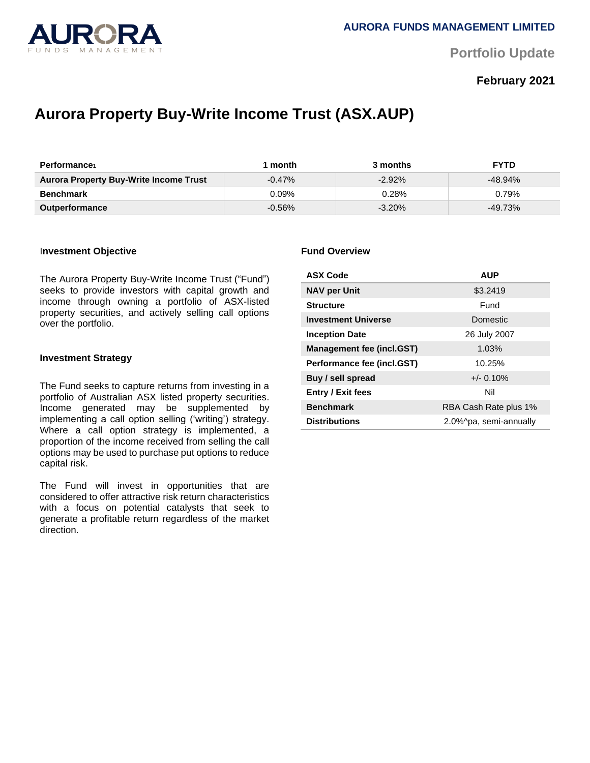AURORA FUNDS MANAGEMENT LIMITED

Portfolio Update

**February 2021**

# Aurora Property Buy-Write Income Trust (ASX.AUP)

| Performance[1] | 1 month | 3 months | FYTD |
|---|---|---|---|
| **Aurora Property Buy-Write Income Trust** | -0.47% | -2.92% | -48.94% |
| **Benchmark** | 0.09% | 0.28% | 0.79% |
| **Outperformance** | -0.56% | -3.20% | -49.73% |

### Investment Objective

The Aurora Property Buy-Write Income Trust ("Fund") seeks to provide investors with capital growth and income through owning a portfolio of ASX-listed property securities, and actively selling call options over the portfolio.

### Investment Strategy

The Fund seeks to capture returns from investing in a portfolio of Australian ASX listed property securities. Income generated may be supplemented by implementing a call option selling ('writing') strategy. Where a call option strategy is implemented, a proportion of the income received from selling the call options may be used to purchase put options to reduce capital risk.

The Fund will invest in opportunities that are considered to offer attractive risk return characteristics with a focus on potential catalysts that seek to generate a profitable return regardless of the market direction.

### Fund Overview

| ASX Code | AUP |
|---|---|
| **NAV per Unit** | $3.2419 |
| **Structure** | Fund |
| **Investment Universe** | Domestic |
| **Inception Date** | 26 July 2007 |
| **Management fee (incl.GST)** | 1.03% |
| **Performance fee (incl.GST)** | 10.25% |
| **Buy / sell spread** | +/- 0.10% |
| **Entry / Exit fees** | Nil |
| **Benchmark** | RBA Cash Rate plus 1% |
| **Distributions** | 2.0%^pa, semi-annually |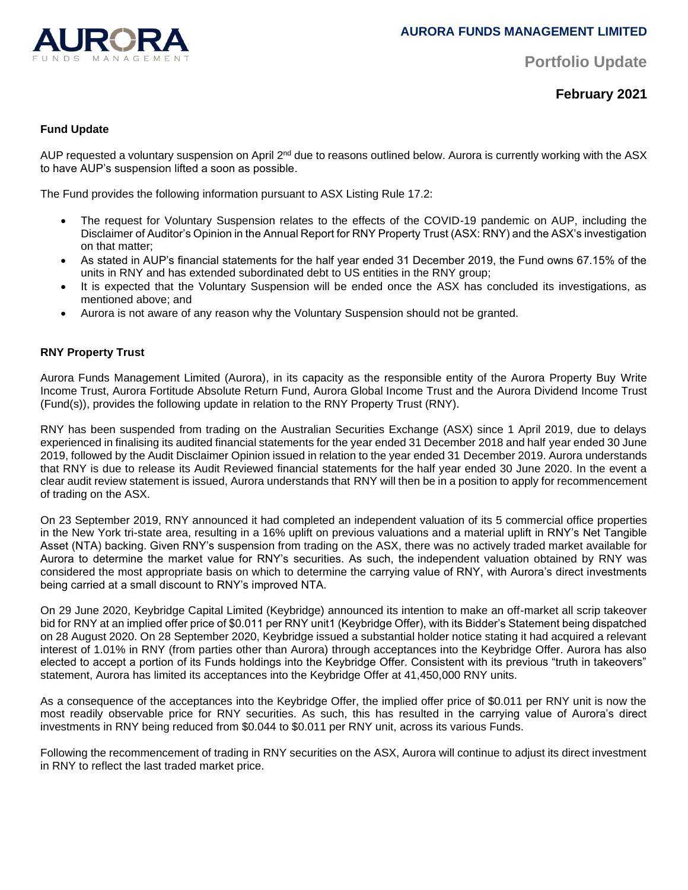# Portfolio Update

## February 2021

### Fund Update

AUP requested a voluntary suspension on April 2nd due to reasons outlined below. Aurora is currently working with the ASX to have AUP's suspension lifted a soon as possible.

The Fund provides the following information pursuant to ASX Listing Rule 17.2:

- The request for Voluntary Suspension relates to the effects of the COVID-19 pandemic on AUP, including the Disclaimer of Auditor's Opinion in the Annual Report for RNY Property Trust (ASX: RNY) and the ASX's investigation on that matter;
- As stated in AUP's financial statements for the half year ended 31 December 2019, the Fund owns 67.15% of the units in RNY and has extended subordinated debt to US entities in the RNY group;
- It is expected that the Voluntary Suspension will be ended once the ASX has concluded its investigations, as mentioned above; and
- Aurora is not aware of any reason why the Voluntary Suspension should not be granted.

### RNY Property Trust

Aurora Funds Management Limited (Aurora), in its capacity as the responsible entity of the Aurora Property Buy Write Income Trust, Aurora Fortitude Absolute Return Fund, Aurora Global Income Trust and the Aurora Dividend Income Trust (Fund(s)), provides the following update in relation to the RNY Property Trust (RNY).

RNY has been suspended from trading on the Australian Securities Exchange (ASX) since 1 April 2019, due to delays experienced in finalising its audited financial statements for the year ended 31 December 2018 and half year ended 30 June 2019, followed by the Audit Disclaimer Opinion issued in relation to the year ended 31 December 2019. Aurora understands that RNY is due to release its Audit Reviewed financial statements for the half year ended 30 June 2020. In the event a clear audit review statement is issued, Aurora understands that RNY will then be in a position to apply for recommencement of trading on the ASX.

On 23 September 2019, RNY announced it had completed an independent valuation of its 5 commercial office properties in the New York tri-state area, resulting in a 16% uplift on previous valuations and a material uplift in RNY's Net Tangible Asset (NTA) backing. Given RNY's suspension from trading on the ASX, there was no actively traded market available for Aurora to determine the market value for RNY's securities. As such, the independent valuation obtained by RNY was considered the most appropriate basis on which to determine the carrying value of RNY, with Aurora's direct investments being carried at a small discount to RNY's improved NTA.

On 29 June 2020, Keybridge Capital Limited (Keybridge) announced its intention to make an off-market all scrip takeover bid for RNY at an implied offer price of $0.011 per RNY unit1 (Keybridge Offer), with its Bidder's Statement being dispatched on 28 August 2020. On 28 September 2020, Keybridge issued a substantial holder notice stating it had acquired a relevant interest of 1.01% in RNY (from parties other than Aurora) through acceptances into the Keybridge Offer. Aurora has also elected to accept a portion of its Funds holdings into the Keybridge Offer. Consistent with its previous "truth in takeovers" statement, Aurora has limited its acceptances into the Keybridge Offer at 41,450,000 RNY units.

As a consequence of the acceptances into the Keybridge Offer, the implied offer price of $0.011 per RNY unit is now the most readily observable price for RNY securities. As such, this has resulted in the carrying value of Aurora's direct investments in RNY being reduced from $0.044 to $0.011 per RNY unit, across its various Funds.

Following the recommencement of trading in RNY securities on the ASX, Aurora will continue to adjust its direct investment in RNY to reflect the last traded market price.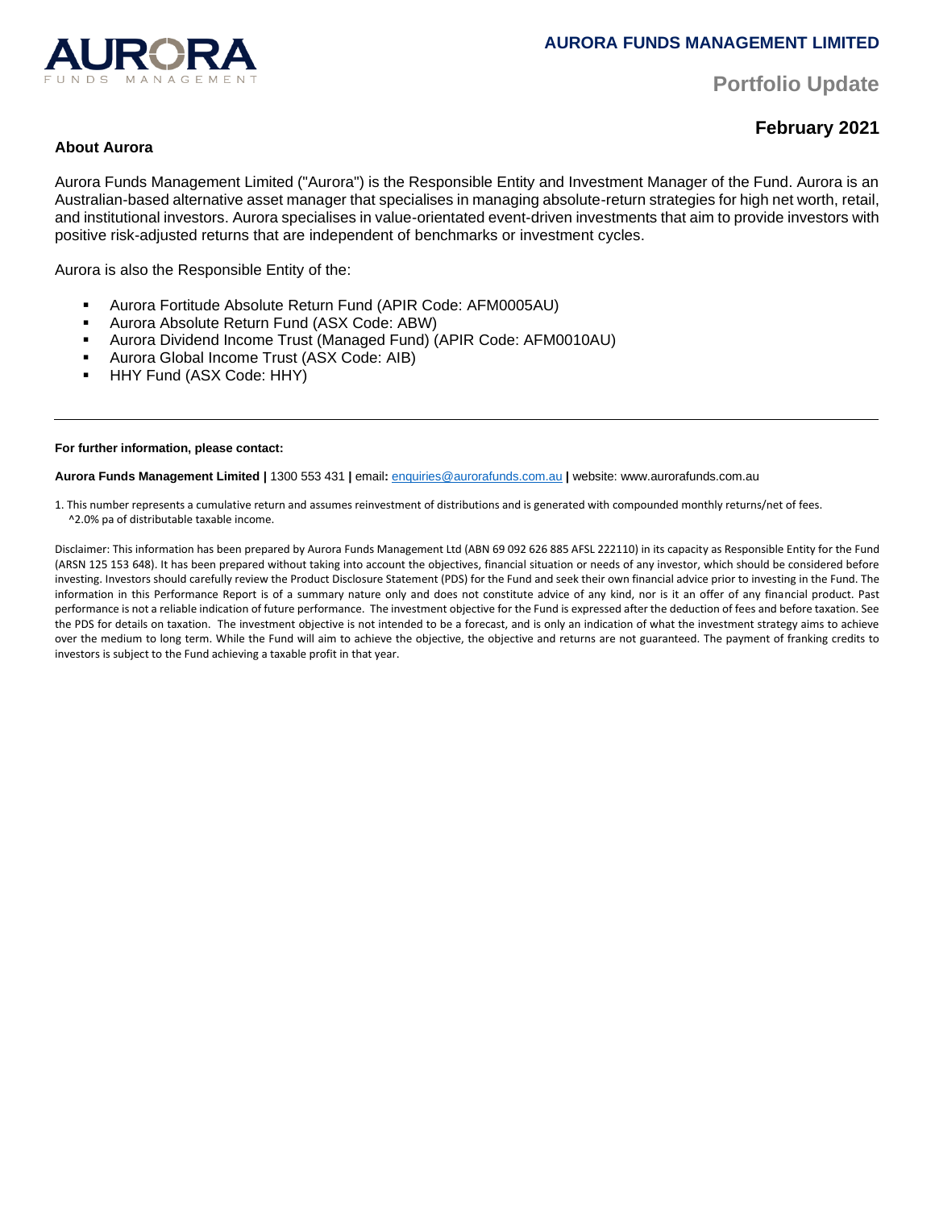**AURORA FUNDS MANAGEMENT LIMITED**

**Portfolio Update**

**February 2021**

### About Aurora

Aurora Funds Management Limited ("Aurora") is the Responsible Entity and Investment Manager of the Fund. Aurora is an Australian-based alternative asset manager that specialises in managing absolute-return strategies for high net worth, retail, and institutional investors. Aurora specialises in value-orientated event-driven investments that aim to provide investors with positive risk-adjusted returns that are independent of benchmarks or investment cycles.

Aurora is also the Responsible Entity of the:

- Aurora Fortitude Absolute Return Fund (APIR Code: AFM0005AU)
- Aurora Absolute Return Fund (ASX Code: ABW)
- Aurora Dividend Income Trust (Managed Fund) (APIR Code: AFM0010AU)
- Aurora Global Income Trust (ASX Code: AIB)
- HHY Fund (ASX Code: HHY)

---

**For further information, please contact:**

**Aurora Funds Management Limited |** 1300 553 431 **|** email**:** enquiries@aurorafunds.com.au **|** website: www.aurorafunds.com.au

1. This number represents a cumulative return and assumes reinvestment of distributions and is generated with compounded monthly returns/net of fees.
^2.0% pa of distributable taxable income.

Disclaimer: This information has been prepared by Aurora Funds Management Ltd (ABN 69 092 626 885 AFSL 222110) in its capacity as Responsible Entity for the Fund (ARSN 125 153 648). It has been prepared without taking into account the objectives, financial situation or needs of any investor, which should be considered before investing. Investors should carefully review the Product Disclosure Statement (PDS) for the Fund and seek their own financial advice prior to investing in the Fund. The information in this Performance Report is of a summary nature only and does not constitute advice of any kind, nor is it an offer of any financial product. Past performance is not a reliable indication of future performance. The investment objective for the Fund is expressed after the deduction of fees and before taxation. See the PDS for details on taxation. The investment objective is not intended to be a forecast, and is only an indication of what the investment strategy aims to achieve over the medium to long term. While the Fund will aim to achieve the objective, the objective and returns are not guaranteed. The payment of franking credits to investors is subject to the Fund achieving a taxable profit in that year.